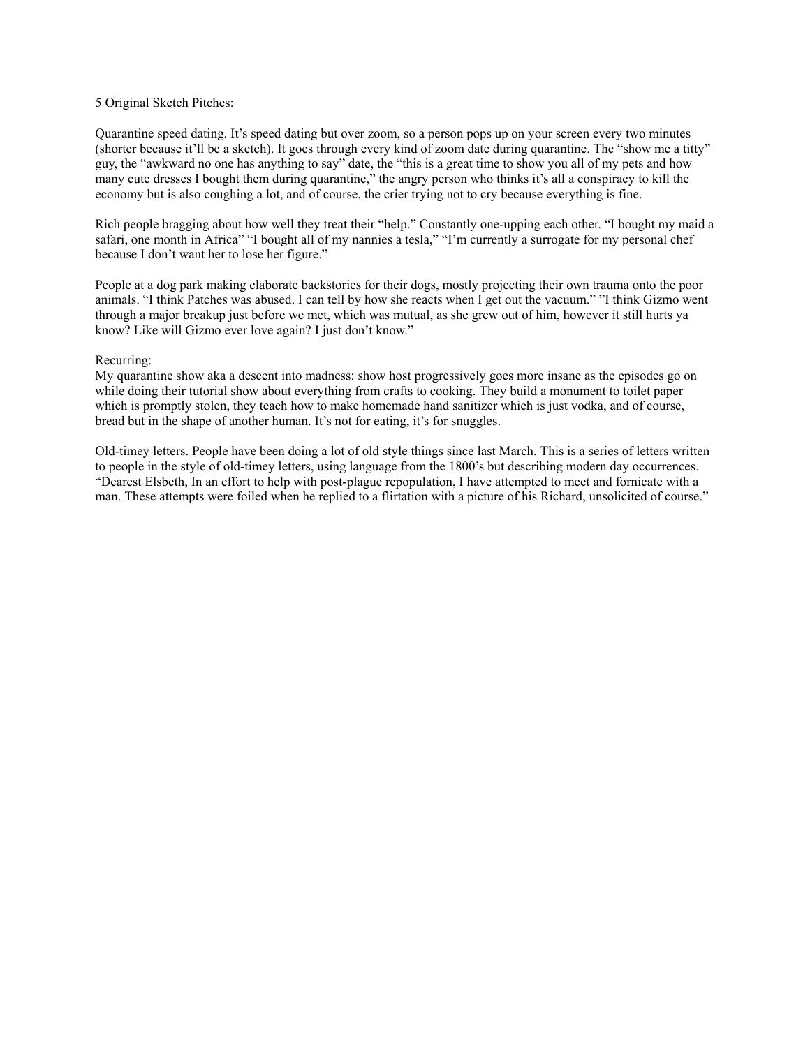5 Original Sketch Pitches:

Quarantine speed dating. It's speed dating but over zoom, so a person pops up on your screen every two minutes (shorter because it'll be a sketch). It goes through every kind of zoom date during quarantine. The "show me a titty" guy, the "awkward no one has anything to say" date, the "this is a great time to show you all of my pets and how many cute dresses I bought them during quarantine," the angry person who thinks it's all a conspiracy to kill the economy but is also coughing a lot, and of course, the crier trying not to cry because everything is fine.

Rich people bragging about how well they treat their "help." Constantly one-upping each other. "I bought my maid a safari, one month in Africa" "I bought all of my nannies a tesla," "I'm currently a surrogate for my personal chef because I don't want her to lose her figure."

People at a dog park making elaborate backstories for their dogs, mostly projecting their own trauma onto the poor animals. "I think Patches was abused. I can tell by how she reacts when I get out the vacuum." "I think Gizmo went through a major breakup just before we met, which was mutual, as she grew out of him, however it still hurts ya know? Like will Gizmo ever love again? I just don't know."

Recurring:
My quarantine show aka a descent into madness: show host progressively goes more insane as the episodes go on while doing their tutorial show about everything from crafts to cooking. They build a monument to toilet paper which is promptly stolen, they teach how to make homemade hand sanitizer which is just vodka, and of course, bread but in the shape of another human. It's not for eating, it's for snuggles.

Old-timey letters. People have been doing a lot of old style things since last March. This is a series of letters written to people in the style of old-timey letters, using language from the 1800's but describing modern day occurrences. "Dearest Elsbeth, In an effort to help with post-plague repopulation, I have attempted to meet and fornicate with a man. These attempts were foiled when he replied to a flirtation with a picture of his Richard, unsolicited of course."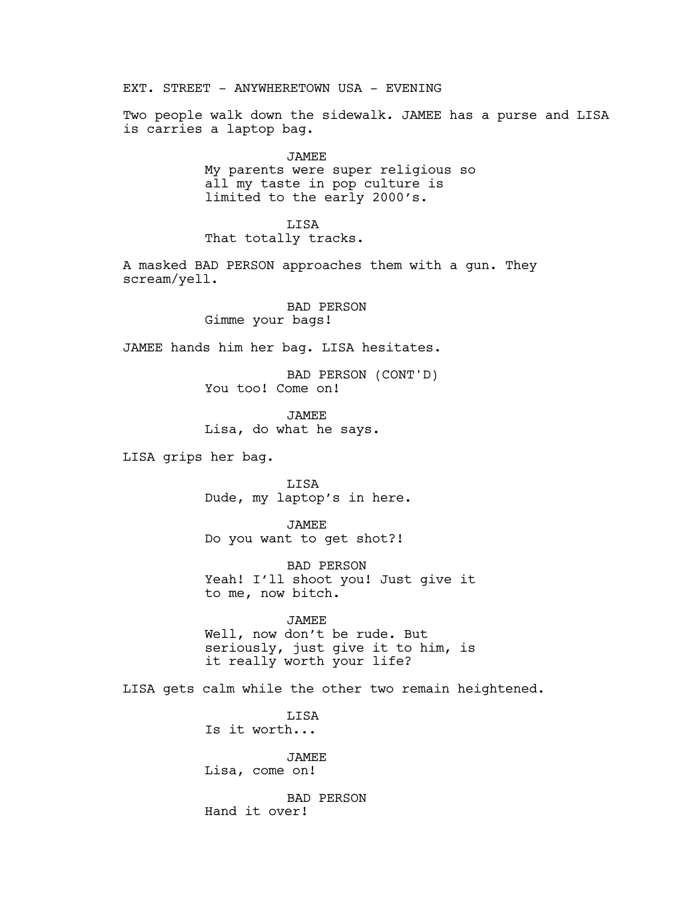EXT. STREET - ANYWHERETOWN USA - EVENING

Two people walk down the sidewalk. JAMEE has a purse and LISA is carries a laptop bag.

JAMEE
My parents were super religious so all my taste in pop culture is limited to the early 2000's.

LISA
That totally tracks.

A masked BAD PERSON approaches them with a gun. They scream/yell.

BAD PERSON
Gimme your bags!

JAMEE hands him her bag. LISA hesitates.

BAD PERSON (CONT'D)
You too! Come on!

JAMEE
Lisa, do what he says.

LISA grips her bag.

LISA
Dude, my laptop's in here.

JAMEE
Do you want to get shot?!

BAD PERSON
Yeah! I'll shoot you! Just give it to me, now bitch.

JAMEE
Well, now don't be rude. But seriously, just give it to him, is it really worth your life?

LISA gets calm while the other two remain heightened.

LISA
Is it worth...

JAMEE
Lisa, come on!

BAD PERSON
Hand it over!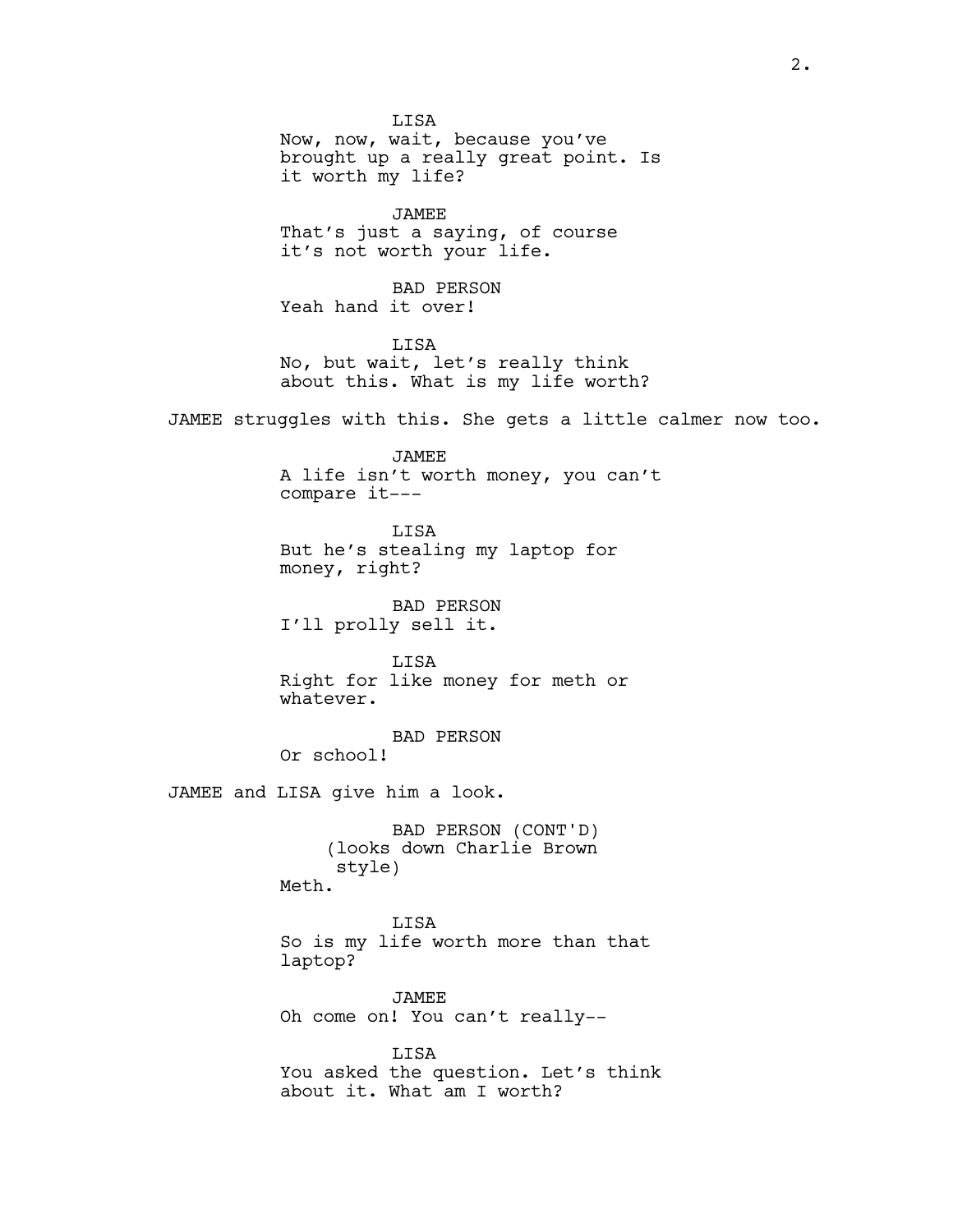LISA
Now, now, wait, because you've brought up a really great point. Is it worth my life?

JAMEE
That's just a saying, of course it's not worth your life.

BAD PERSON
Yeah hand it over!

LISA
No, but wait, let's really think about this. What is my life worth?

JAMEE struggles with this. She gets a little calmer now too.

JAMEE
A life isn't worth money, you can't compare it---

LISA
But he's stealing my laptop for money, right?

BAD PERSON
I'll prolly sell it.

LISA
Right for like money for meth or whatever.

BAD PERSON
Or school!

JAMEE and LISA give him a look.

BAD PERSON (CONT'D)
(looks down Charlie Brown style)
Meth.

LISA
So is my life worth more than that laptop?

JAMEE
Oh come on! You can't really--

LISA
You asked the question. Let's think about it. What am I worth?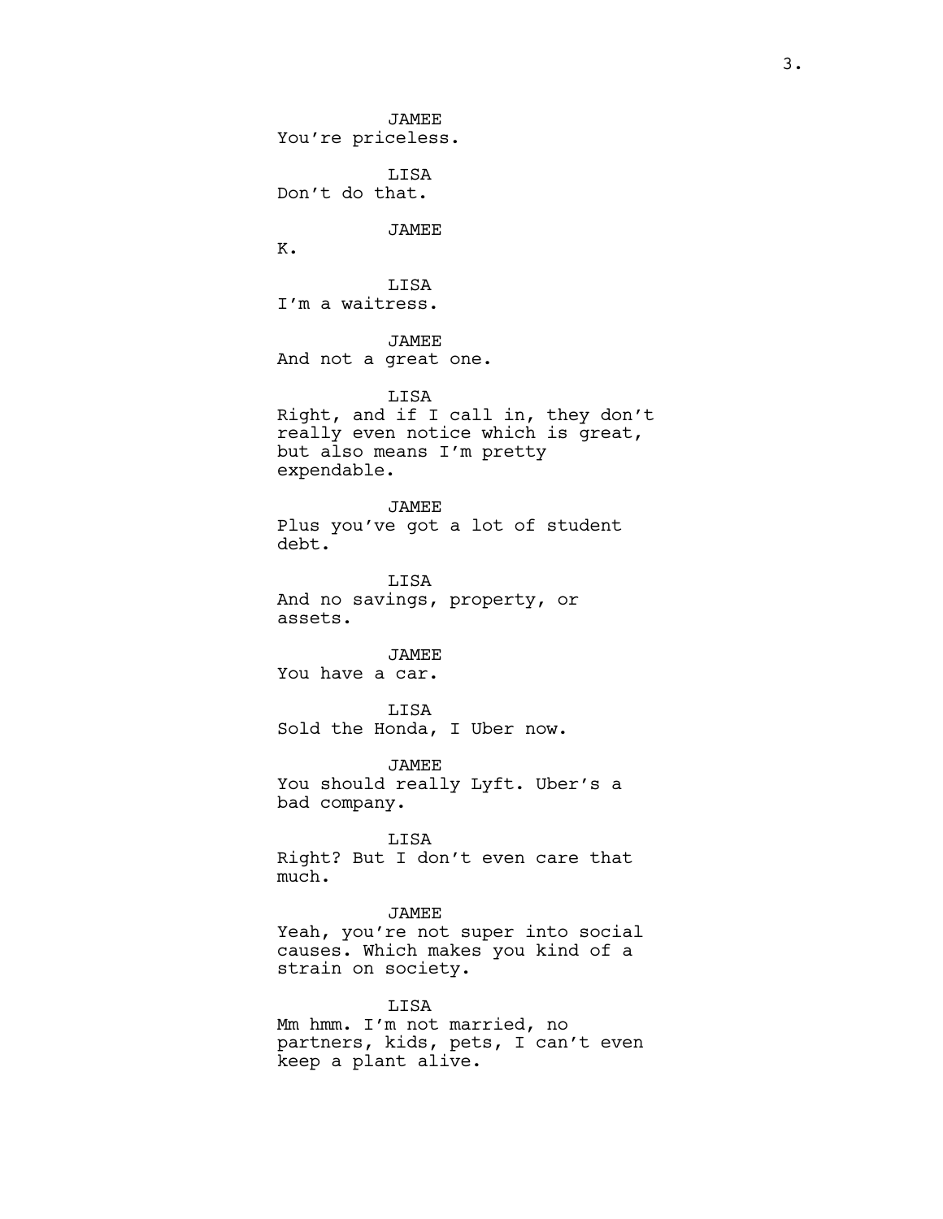JAMEE
You're priceless.

LISA
Don't do that.

JAMEE
K.

LISA
I'm a waitress.

JAMEE
And not a great one.

LISA
Right, and if I call in, they don't really even notice which is great, but also means I'm pretty expendable.

JAMEE
Plus you've got a lot of student debt.

LISA
And no savings, property, or assets.

JAMEE
You have a car.

LISA
Sold the Honda, I Uber now.

JAMEE
You should really Lyft. Uber's a bad company.

LISA
Right? But I don't even care that much.

JAMEE
Yeah, you're not super into social causes. Which makes you kind of a strain on society.

LISA
Mm hmm. I'm not married, no partners, kids, pets, I can't even keep a plant alive.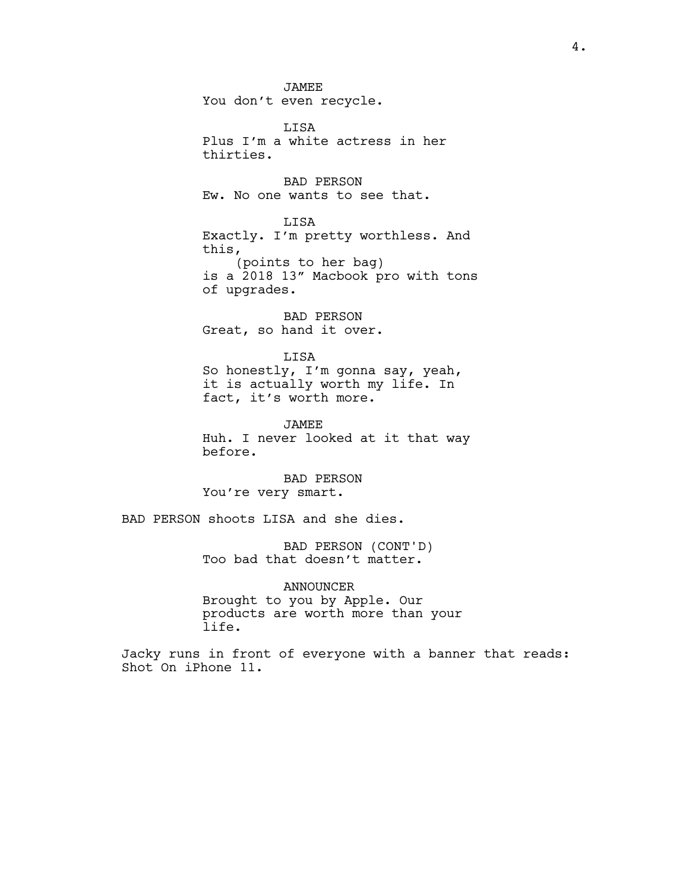JAMEE
You don't even recycle.

LISA
Plus I'm a white actress in her thirties.

BAD PERSON
Ew. No one wants to see that.

LISA
Exactly. I'm pretty worthless. And this,
(points to her bag)
is a 2018 13" Macbook pro with tons of upgrades.

BAD PERSON
Great, so hand it over.

LISA
So honestly, I'm gonna say, yeah, it is actually worth my life. In fact, it's worth more.

JAMEE
Huh. I never looked at it that way before.

BAD PERSON
You're very smart.

BAD PERSON shoots LISA and she dies.

BAD PERSON (CONT'D)
Too bad that doesn't matter.

ANNOUNCER
Brought to you by Apple. Our products are worth more than your life.

Jacky runs in front of everyone with a banner that reads: Shot On iPhone 11.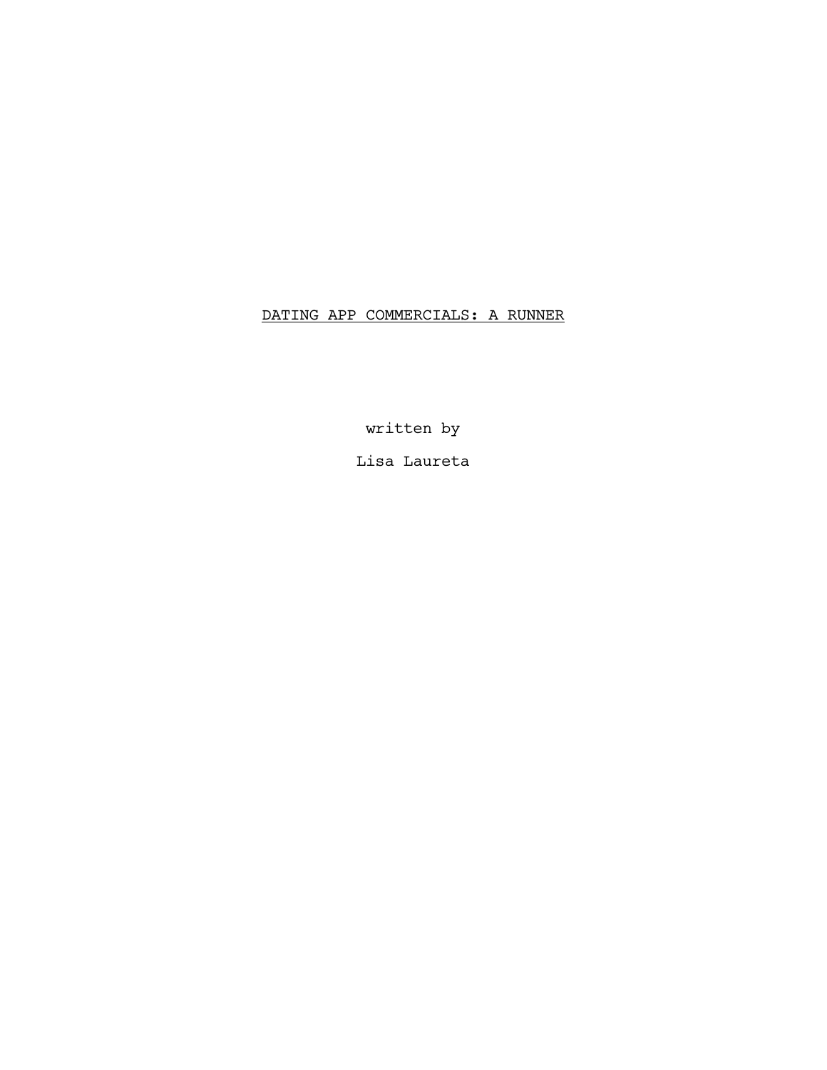DATING APP COMMERCIALS: A RUNNER

written by

Lisa Laureta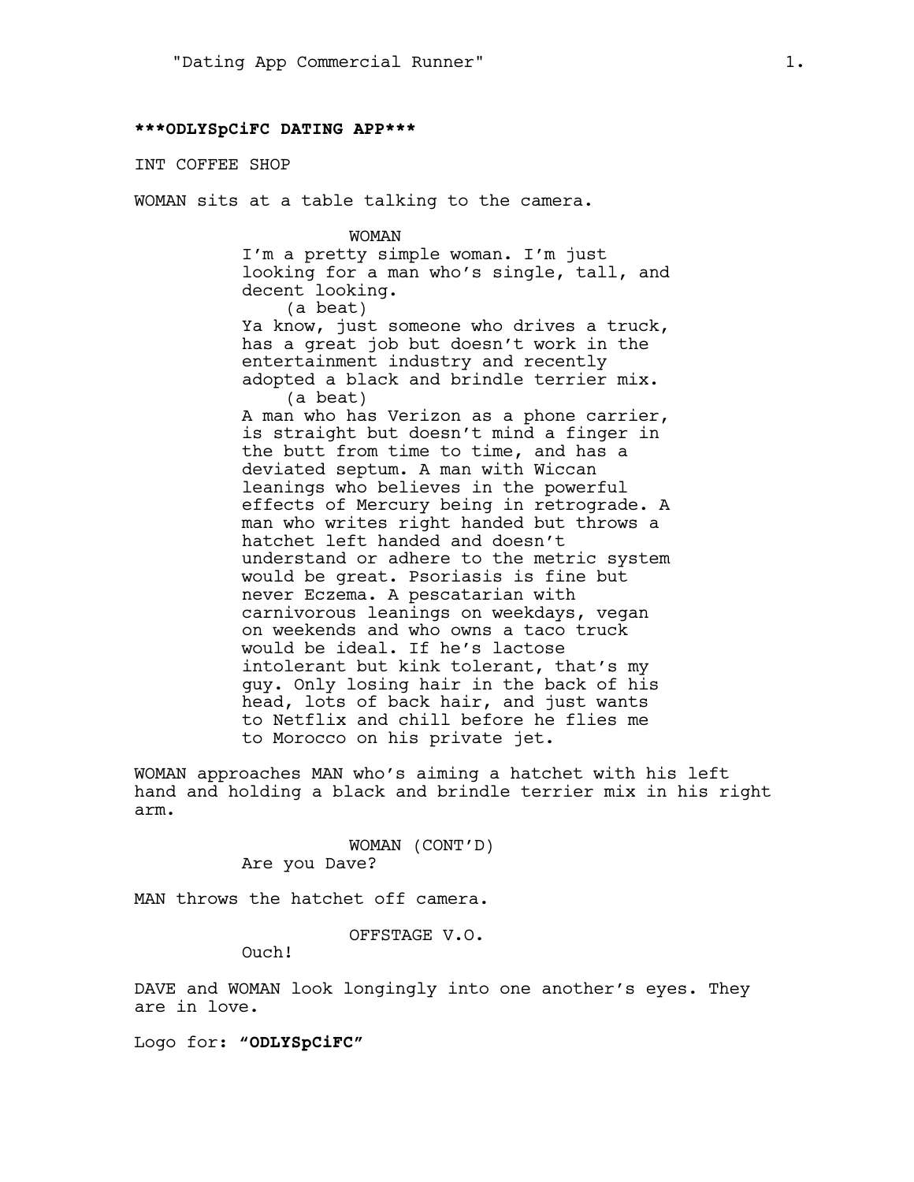**\*\*\*ODLYSpCiFC DATING APP\*\*\***

INT COFFEE SHOP

WOMAN sits at a table talking to the camera.

WOMAN
I'm a pretty simple woman. I'm just looking for a man who's single, tall, and decent looking.
(a beat)
Ya know, just someone who drives a truck, has a great job but doesn't work in the entertainment industry and recently adopted a black and brindle terrier mix.
(a beat)
A man who has Verizon as a phone carrier, is straight but doesn't mind a finger in the butt from time to time, and has a deviated septum. A man with Wiccan leanings who believes in the powerful effects of Mercury being in retrograde. A man who writes right handed but throws a hatchet left handed and doesn't understand or adhere to the metric system would be great. Psoriasis is fine but never Eczema. A pescatarian with carnivorous leanings on weekdays, vegan on weekends and who owns a taco truck would be ideal. If he's lactose intolerant but kink tolerant, that's my guy. Only losing hair in the back of his head, lots of back hair, and just wants to Netflix and chill before he flies me to Morocco on his private jet.

WOMAN approaches MAN who's aiming a hatchet with his left hand and holding a black and brindle terrier mix in his right arm.

WOMAN (CONT'D)
Are you Dave?

MAN throws the hatchet off camera.

OFFSTAGE V.O.
Ouch!

DAVE and WOMAN look longingly into one another's eyes. They are in love.

Logo for: **"ODLYSpCiFC"**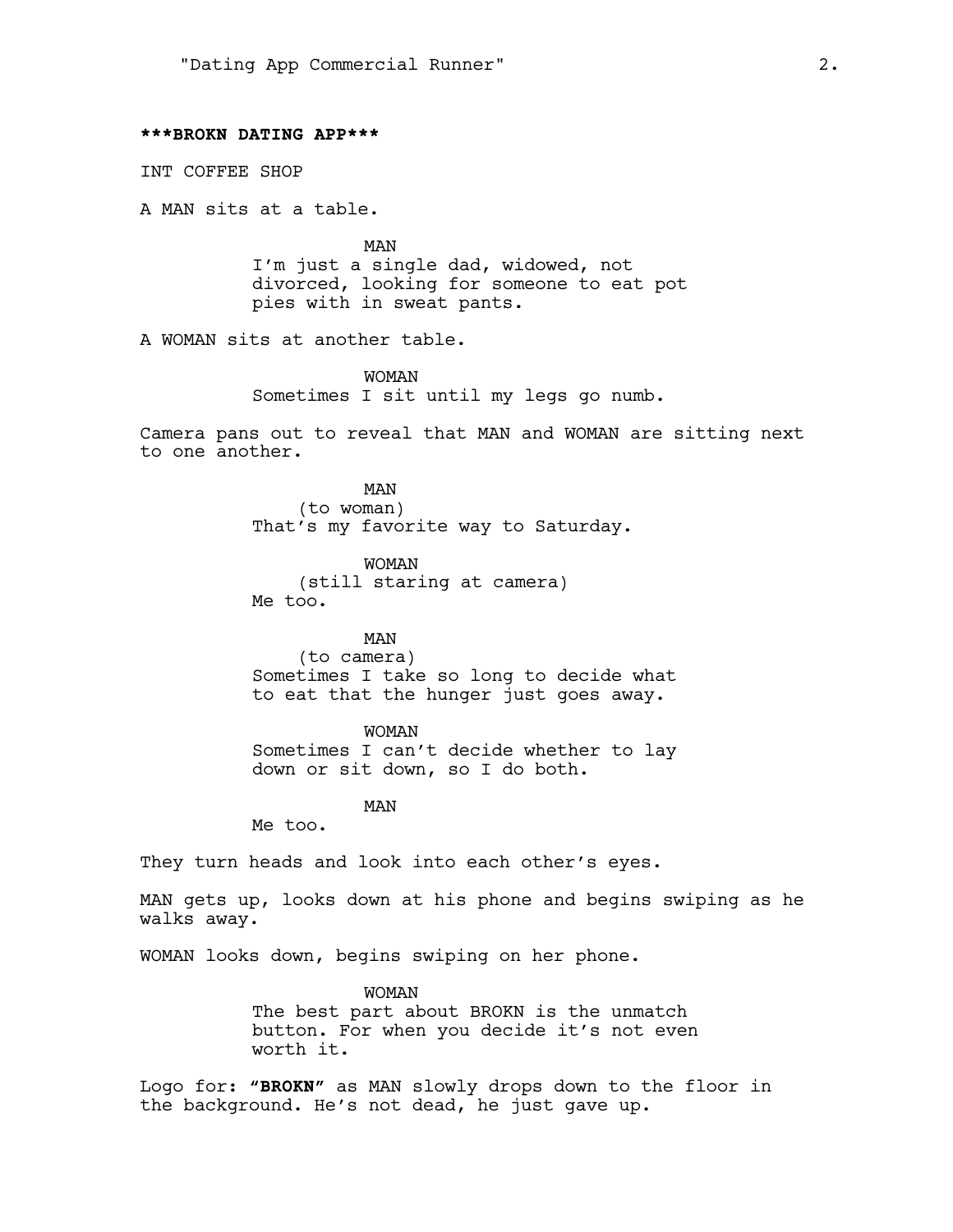**\*\*\*BROKN DATING APP\*\*\***

INT COFFEE SHOP

A MAN sits at a table.

MAN
I'm just a single dad, widowed, not divorced, looking for someone to eat pot pies with in sweat pants.

A WOMAN sits at another table.

WOMAN
Sometimes I sit until my legs go numb.

Camera pans out to reveal that MAN and WOMAN are sitting next to one another.

MAN
(to woman)
That's my favorite way to Saturday.

WOMAN
(still staring at camera)
Me too.

MAN
(to camera)
Sometimes I take so long to decide what to eat that the hunger just goes away.

WOMAN
Sometimes I can't decide whether to lay down or sit down, so I do both.

MAN
Me too.

They turn heads and look into each other's eyes.

MAN gets up, looks down at his phone and begins swiping as he walks away.

WOMAN looks down, begins swiping on her phone.

WOMAN
The best part about BROKN is the unmatch button. For when you decide it's not even worth it.

Logo for: **"BROKN"** as MAN slowly drops down to the floor in the background. He's not dead, he just gave up.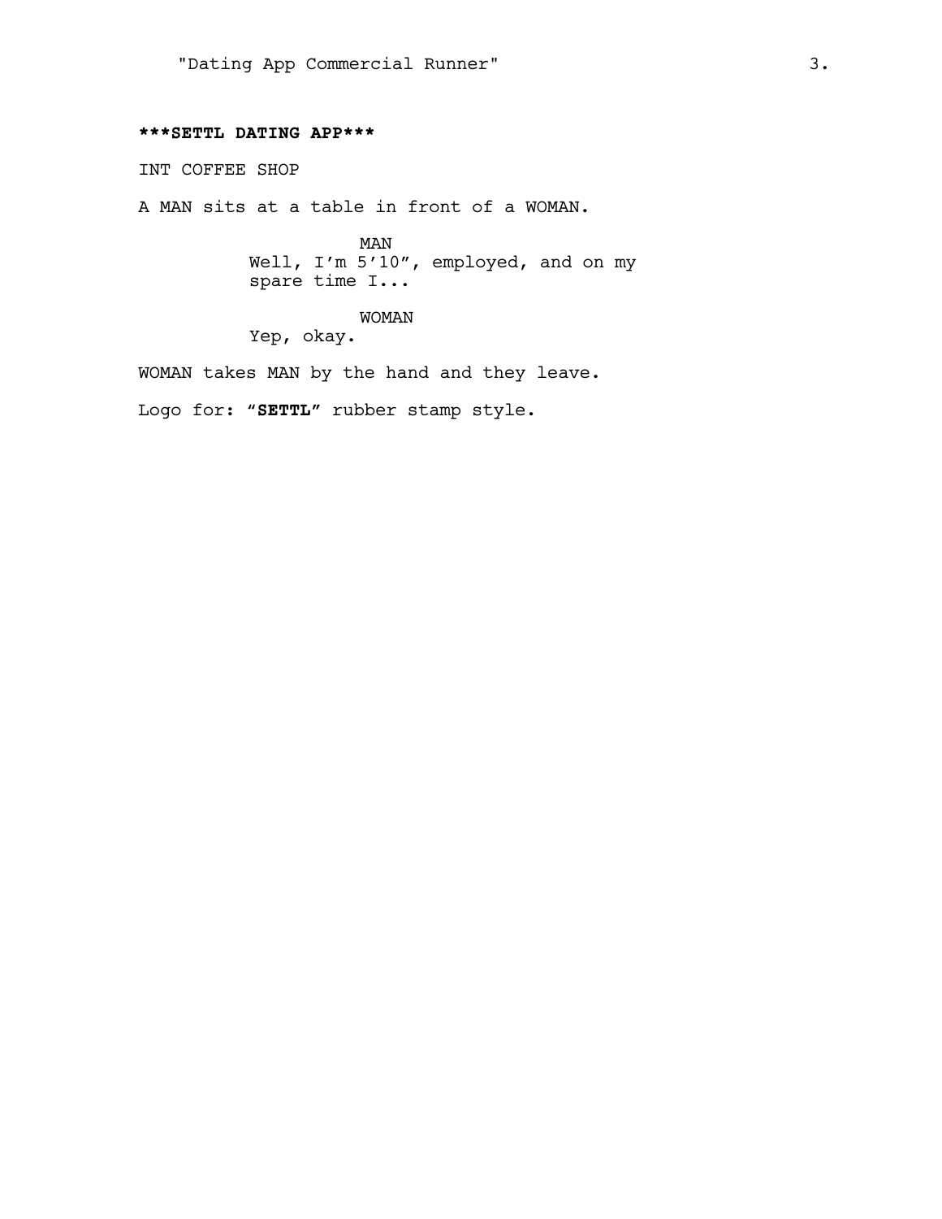**\*\*\*SETTL DATING APP\*\*\***

INT COFFEE SHOP

A MAN sits at a table in front of a WOMAN.

MAN
Well, I’m 5’10”, employed, and on my spare time I...

WOMAN
Yep, okay.

WOMAN takes MAN by the hand and they leave.

Logo for: “**SETTL**” rubber stamp style.